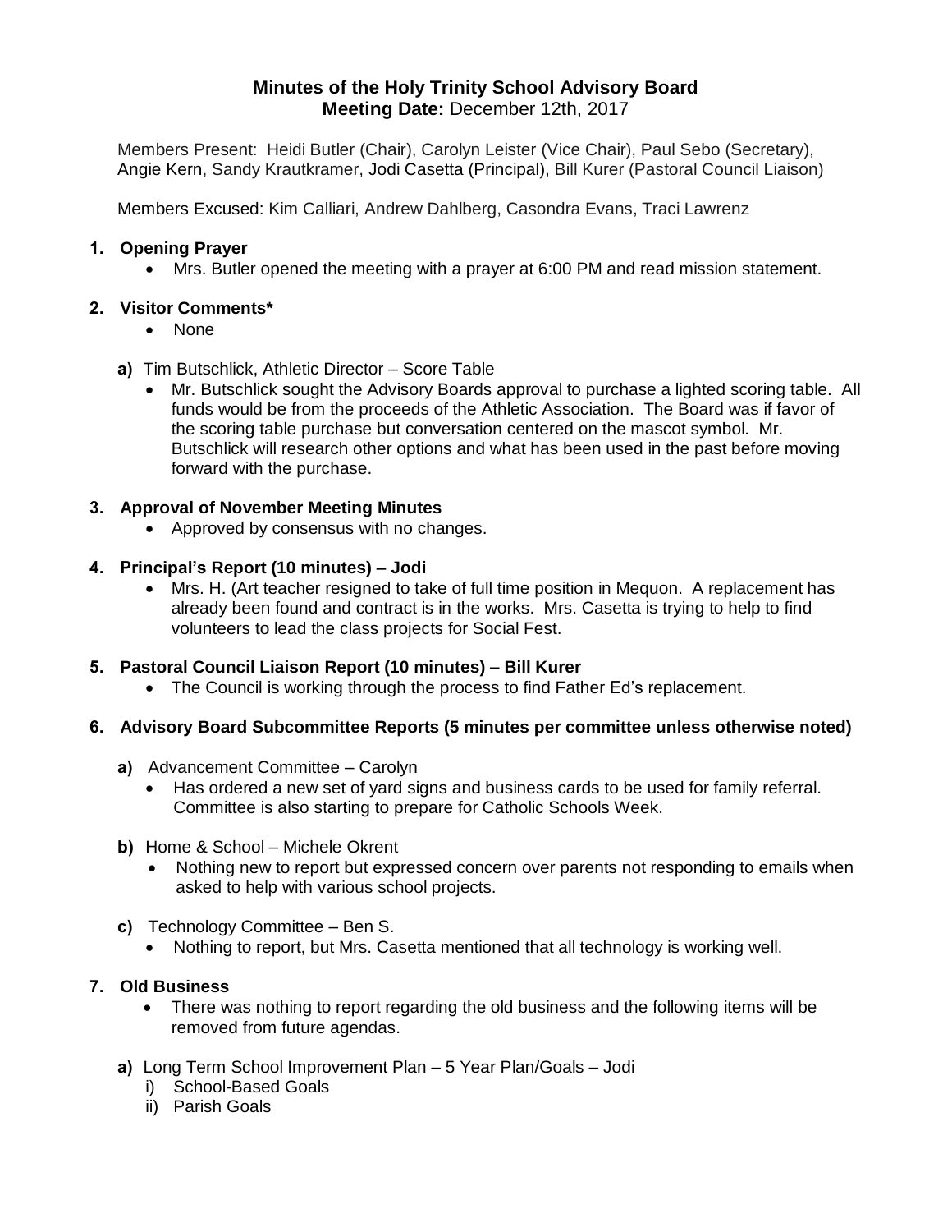# Minutes of the Holy Trinity School Advisory Board

**Meeting Date:** December 12th, 2017

Members Present: Heidi Butler (Chair), Carolyn Leister (Vice Chair), Paul Sebo (Secretary), Angie Kern, Sandy Krautkramer, Jodi Casetta (Principal), Bill Kurer (Pastoral Council Liaison)

Members Excused: Kim Calliari, Andrew Dahlberg, Casondra Evans, Traci Lawrenz

**1. Opening Prayer**

- Mrs. Butler opened the meeting with a prayer at 6:00 PM and read mission statement.

**2. Visitor Comments***

- None

**a)** Tim Butschlick, Athletic Director – Score Table

- Mr. Butschlick sought the Advisory Boards approval to purchase a lighted scoring table. All funds would be from the proceeds of the Athletic Association. The Board was if favor of the scoring table purchase but conversation centered on the mascot symbol. Mr. Butschlick will research other options and what has been used in the past before moving forward with the purchase.

**3. Approval of November Meeting Minutes**

- Approved by consensus with no changes.

**4. Principal's Report (10 minutes) – Jodi**

- Mrs. H. (Art teacher resigned to take of full time position in Mequon. A replacement has already been found and contract is in the works. Mrs. Casetta is trying to help to find volunteers to lead the class projects for Social Fest.

**5. Pastoral Council Liaison Report (10 minutes) – Bill Kurer**

- The Council is working through the process to find Father Ed's replacement.

**6. Advisory Board Subcommittee Reports (5 minutes per committee unless otherwise noted)**

**a)** Advancement Committee – Carolyn

- Has ordered a new set of yard signs and business cards to be used for family referral. Committee is also starting to prepare for Catholic Schools Week.

**b)** Home & School – Michele Okrent

- Nothing new to report but expressed concern over parents not responding to emails when asked to help with various school projects.

**c)** Technology Committee – Ben S.

- Nothing to report, but Mrs. Casetta mentioned that all technology is working well.

**7. Old Business**

- There was nothing to report regarding the old business and the following items will be removed from future agendas.

**a)** Long Term School Improvement Plan – 5 Year Plan/Goals – Jodi

i) School-Based Goals

ii) Parish Goals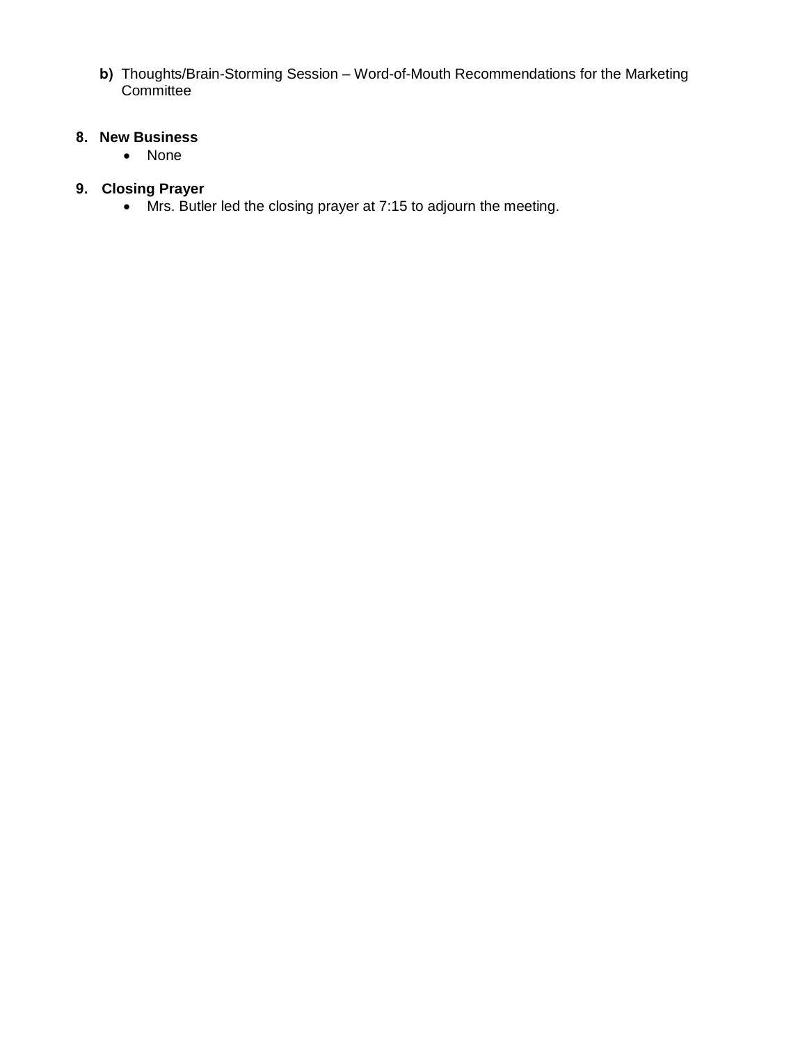**b)** Thoughts/Brain-Storming Session – Word-of-Mouth Recommendations for the Marketing Committee

**8. New Business**

- None

**9. Closing Prayer**

- Mrs. Butler led the closing prayer at 7:15 to adjourn the meeting.